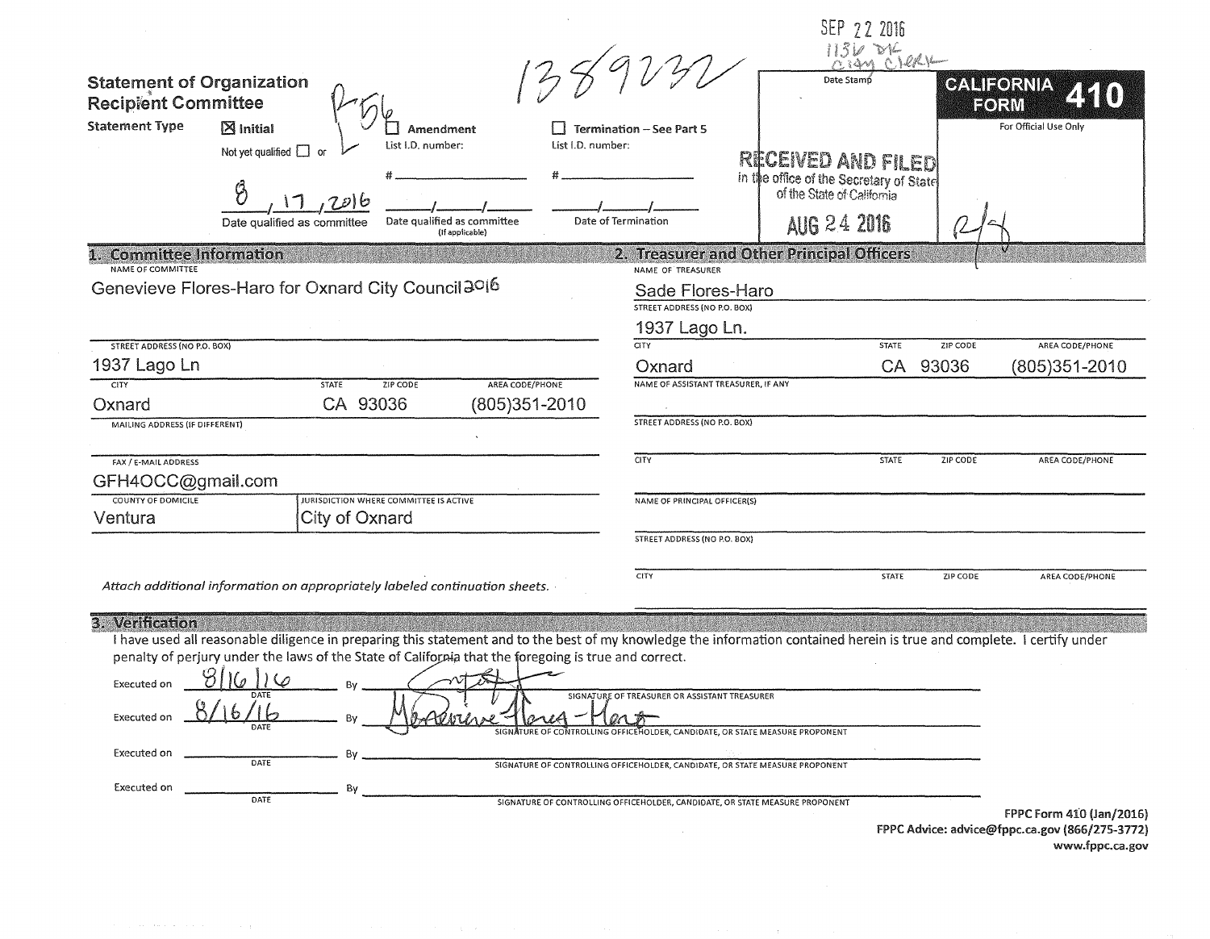SEP 22 2016
1136 DK
City Clerk

1389232

**Statement of Organization**
**Recipient Committee**

P56

**CALIFORNIA FORM 410**

For Official Use Only

Date Stamp

RECEIVED AND FILED
in the office of the Secretary of State
of the State of California

AUG 24 2016

**Statement Type**

- [x] **Initial** — Not yet qualified ☐ or 8 / 17 / 2016 — Date qualified as committee
- [ ] **Amendment** — List I.D. number: # ______ — ___/___/___ Date qualified as committee (If applicable)
- [ ] **Termination – See Part 5** — List I.D. number: # ______ — ___/___/___ Date of Termination

## 1. Committee Information

NAME OF COMMITTEE
Genevieve Flores-Haro for Oxnard City Council 2016

STREET ADDRESS (NO P.O. BOX)
1937 Lago Ln

| CITY | STATE | ZIP CODE | AREA CODE/PHONE |
|---|---|---|---|
| Oxnard | CA | 93036 | (805)351-2010 |

MAILING ADDRESS (IF DIFFERENT)

FAX / E-MAIL ADDRESS
GFH4OCC@gmail.com

| COUNTY OF DOMICILE | JURISDICTION WHERE COMMITTEE IS ACTIVE |
|---|---|
| Ventura | City of Oxnard |

*Attach additional information on appropriately labeled continuation sheets.*

## 2. Treasurer and Other Principal Officers

NAME OF TREASURER
Sade Flores-Haro

STREET ADDRESS (NO P.O. BOX)
1937 Lago Ln.

| CITY | STATE | ZIP CODE | AREA CODE/PHONE |
|---|---|---|---|
| Oxnard | CA | 93036 | (805)351-2010 |

NAME OF ASSISTANT TREASURER, IF ANY

STREET ADDRESS (NO P.O. BOX)

| CITY | STATE | ZIP CODE | AREA CODE/PHONE |
|---|---|---|---|
| | | | |

NAME OF PRINCIPAL OFFICER(S)

STREET ADDRESS (NO P.O. BOX)

| CITY | STATE | ZIP CODE | AREA CODE/PHONE |
|---|---|---|---|
| | | | |

## 3. Verification

I have used all reasonable diligence in preparing this statement and to the best of my knowledge the information contained herein is true and complete. I certify under penalty of perjury under the laws of the State of California that the foregoing is true and correct.

Executed on 8/16/16 By [signature] — SIGNATURE OF TREASURER OR ASSISTANT TREASURER

Executed on 8/16/16 By Genevieve Flores-Haro — SIGNATURE OF CONTROLLING OFFICEHOLDER, CANDIDATE, OR STATE MEASURE PROPONENT

Executed on ______ By ______ — SIGNATURE OF CONTROLLING OFFICEHOLDER, CANDIDATE, OR STATE MEASURE PROPONENT

Executed on ______ By ______ — SIGNATURE OF CONTROLLING OFFICEHOLDER, CANDIDATE, OR STATE MEASURE PROPONENT

**FPPC Form 410 (Jan/2016)**
**FPPC Advice: advice@fppc.ca.gov (866/275-3772)**
**www.fppc.ca.gov**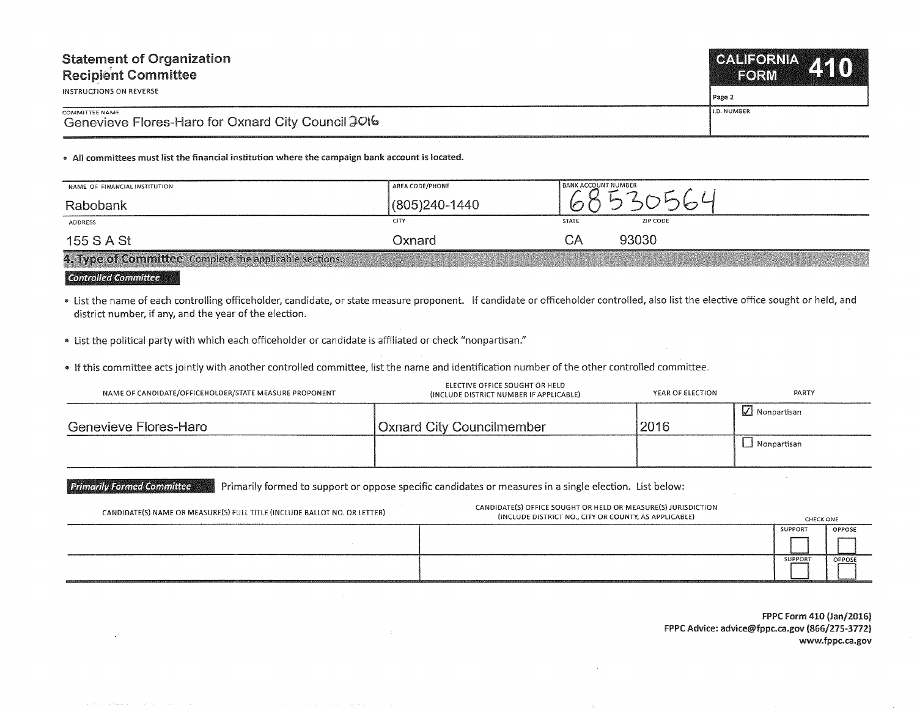# Statement of Organization
# Recipient Committee

INSTRUCTIONS ON REVERSE

**CALIFORNIA FORM 410**

Page 2

| COMMITTEE NAME | I.D. NUMBER |
|---|---|
| Genevieve Flores-Haro for Oxnard City Council 2016 | |

- **All committees must list the financial institution where the campaign bank account is located.**

| NAME OF FINANCIAL INSTITUTION | AREA CODE/PHONE | BANK ACCOUNT NUMBER | |
|---|---|---|---|
| Rabobank | (805)240-1440 | 68530564 | |
| **ADDRESS** | **CITY** | **STATE** | **ZIP CODE** |
| 155 S A St | Oxnard | CA | 93030 |

## 4. Type of Committee

Complete the applicable sections.

### Controlled Committee

- List the name of each controlling officeholder, candidate, or state measure proponent. If candidate or officeholder controlled, also list the elective office sought or held, and district number, if any, and the year of the election.
- List the political party with which each officeholder or candidate is affiliated or check "nonpartisan."
- If this committee acts jointly with another controlled committee, list the name and identification number of the other controlled committee.

| NAME OF CANDIDATE/OFFICEHOLDER/STATE MEASURE PROPONENT | ELECTIVE OFFICE SOUGHT OR HELD (INCLUDE DISTRICT NUMBER IF APPLICABLE) | YEAR OF ELECTION | PARTY |
|---|---|---|---|
| Genevieve Flores-Haro | Oxnard City Councilmember | 2016 | ☑ Nonpartisan |
| | | | ☐ Nonpartisan |

### Primarily Formed Committee

Primarily formed to support or oppose specific candidates or measures in a single election. List below:

| CANDIDATE(S) NAME OR MEASURE(S) FULL TITLE (INCLUDE BALLOT NO. OR LETTER) | CANDIDATE(S) OFFICE SOUGHT OR HELD OR MEASURE(S) JURISDICTION (INCLUDE DISTRICT NO., CITY OR COUNTY, AS APPLICABLE) | CHECK ONE: SUPPORT | OPPOSE |
|---|---|---|---|
| | | ☐ | ☐ |
| | | ☐ | ☐ |

FPPC Form 410 (Jan/2016)
FPPC Advice: advice@fppc.ca.gov (866/275-3772)
www.fppc.ca.gov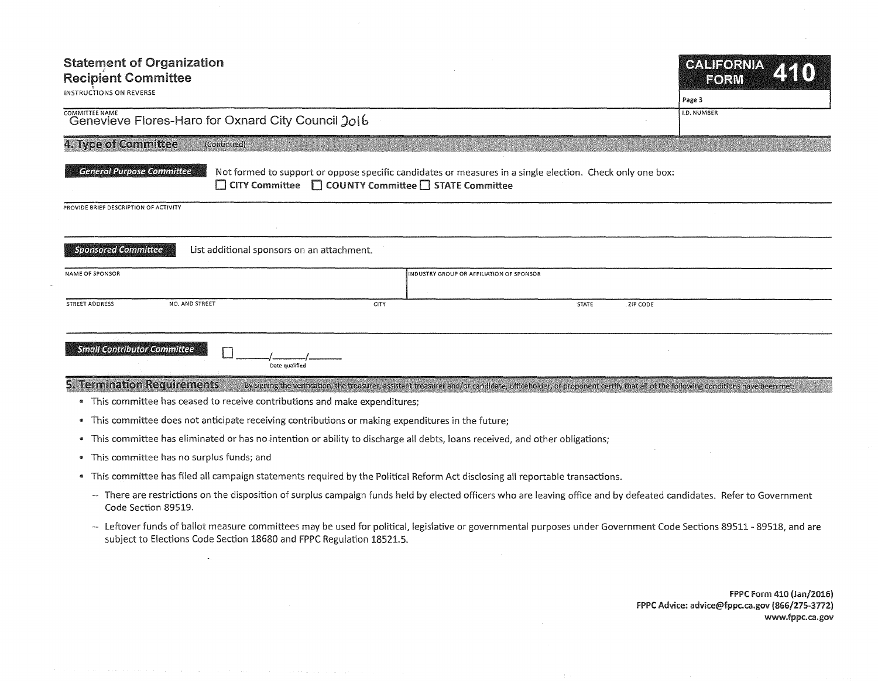# Statement of Organization
# Recipient Committee

INSTRUCTIONS ON REVERSE

**CALIFORNIA FORM 410**

Page 3

COMMITTEE NAME
Genevieve Flores-Haro for Oxnard City Council 2016

I.D. NUMBER

## 4. Type of Committee (Continued)

**General Purpose Committee** Not formed to support or oppose specific candidates or measures in a single election. Check only one box:

☐ CITY Committee ☐ COUNTY Committee ☐ STATE Committee

PROVIDE BRIEF DESCRIPTION OF ACTIVITY

**Sponsored Committee** List additional sponsors on an attachment.

| NAME OF SPONSOR | | | INDUSTRY GROUP OR AFFILIATION OF SPONSOR | |
|---|---|---|---|---|
| | | | | |
| STREET ADDRESS NO. AND STREET | | CITY | STATE | ZIP CODE |
| | | | | |

**Small Contributor Committee** ☐ ____/____/____
Date qualified

## 5. Termination Requirements

By signing the verification, the treasurer, assistant treasurer and/or candidate, officeholder, or proponent certify that all of the following conditions have been met:

- This committee has ceased to receive contributions and make expenditures;
- This committee does not anticipate receiving contributions or making expenditures in the future;
- This committee has eliminated or has no intention or ability to discharge all debts, loans received, and other obligations;
- This committee has no surplus funds; and
- This committee has filed all campaign statements required by the Political Reform Act disclosing all reportable transactions.
  - -- There are restrictions on the disposition of surplus campaign funds held by elected officers who are leaving office and by defeated candidates. Refer to Government Code Section 89519.
  - -- Leftover funds of ballot measure committees may be used for political, legislative or governmental purposes under Government Code Sections 89511 - 89518, and are subject to Elections Code Section 18680 and FPPC Regulation 18521.5.

FPPC Form 410 (Jan/2016)
FPPC Advice: advice@fppc.ca.gov (866/275-3772)
www.fppc.ca.gov